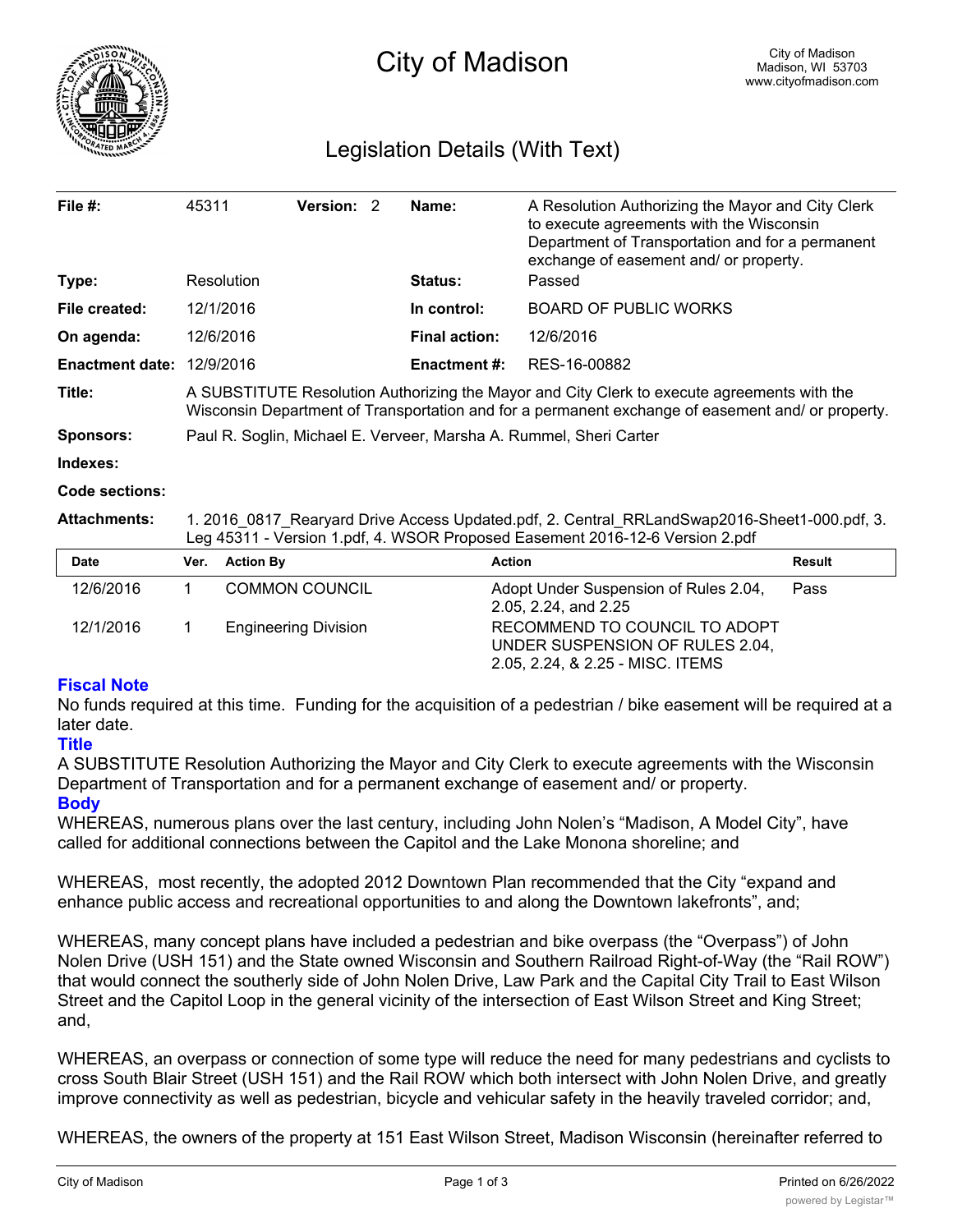# City of Madison

City of Madison
Madison, WI 53703
www.cityofmadison.com

## Legislation Details (With Text)

| | | | | | |
|---|---|---|---|---|---|
| **File #:** | 45311 | **Version:** 2 | | **Name:** | A Resolution Authorizing the Mayor and City Clerk to execute agreements with the Wisconsin Department of Transportation and for a permanent exchange of easement and/ or property. |
| **Type:** | Resolution | | | **Status:** | Passed |
| **File created:** | 12/1/2016 | | | **In control:** | BOARD OF PUBLIC WORKS |
| **On agenda:** | 12/6/2016 | | | **Final action:** | 12/6/2016 |
| **Enactment date:** | 12/9/2016 | | | **Enactment #:** | RES-16-00882 |

**Title:** A SUBSTITUTE Resolution Authorizing the Mayor and City Clerk to execute agreements with the Wisconsin Department of Transportation and for a permanent exchange of easement and/ or property.

**Sponsors:** Paul R. Soglin, Michael E. Verveer, Marsha A. Rummel, Sheri Carter

**Indexes:**

**Code sections:**

**Attachments:** 1. 2016_0817_Rearyard Drive Access Updated.pdf, 2. Central_RRLandSwap2016-Sheet1-000.pdf, 3. Leg 45311 - Version 1.pdf, 4. WSOR Proposed Easement 2016-12-6 Version 2.pdf

| Date | Ver. | Action By | Action | Result |
|---|---|---|---|---|
| 12/6/2016 | 1 | COMMON COUNCIL | Adopt Under Suspension of Rules 2.04, 2.05, 2.24, and 2.25 | Pass |
| 12/1/2016 | 1 | Engineering Division | RECOMMEND TO COUNCIL TO ADOPT UNDER SUSPENSION OF RULES 2.04, 2.05, 2.24, & 2.25 - MISC. ITEMS | |

### Fiscal Note

No funds required at this time. Funding for the acquisition of a pedestrian / bike easement will be required at a later date.

### Title

A SUBSTITUTE Resolution Authorizing the Mayor and City Clerk to execute agreements with the Wisconsin Department of Transportation and for a permanent exchange of easement and/ or property.

### Body

WHEREAS, numerous plans over the last century, including John Nolen's "Madison, A Model City", have called for additional connections between the Capitol and the Lake Monona shoreline; and

WHEREAS, most recently, the adopted 2012 Downtown Plan recommended that the City "expand and enhance public access and recreational opportunities to and along the Downtown lakefronts", and;

WHEREAS, many concept plans have included a pedestrian and bike overpass (the "Overpass") of John Nolen Drive (USH 151) and the State owned Wisconsin and Southern Railroad Right-of-Way (the "Rail ROW") that would connect the southerly side of John Nolen Drive, Law Park and the Capital City Trail to East Wilson Street and the Capitol Loop in the general vicinity of the intersection of East Wilson Street and King Street; and,

WHEREAS, an overpass or connection of some type will reduce the need for many pedestrians and cyclists to cross South Blair Street (USH 151) and the Rail ROW which both intersect with John Nolen Drive, and greatly improve connectivity as well as pedestrian, bicycle and vehicular safety in the heavily traveled corridor; and,

WHEREAS, the owners of the property at 151 East Wilson Street, Madison Wisconsin (hereinafter referred to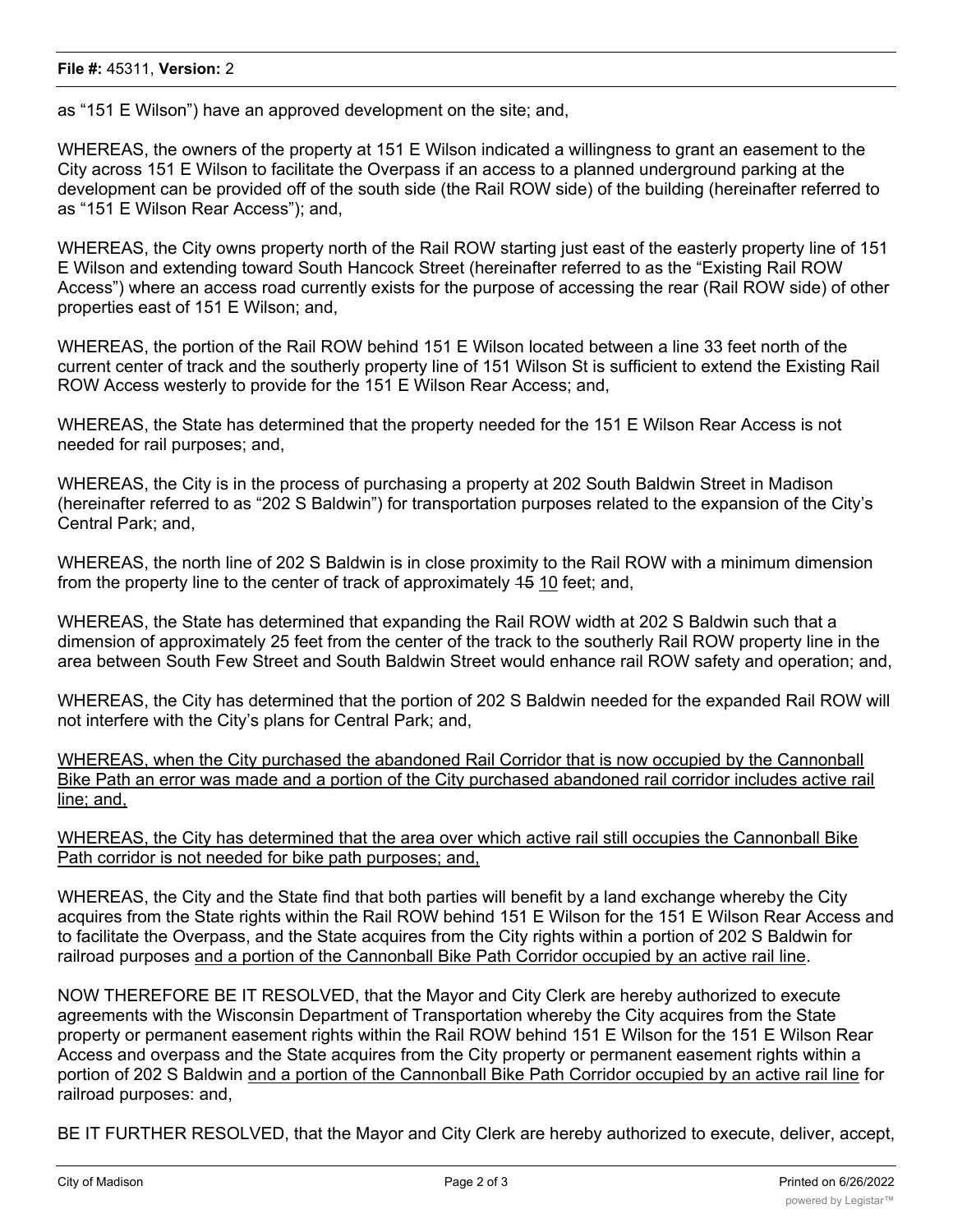as "151 E Wilson") have an approved development on the site; and,

WHEREAS, the owners of the property at 151 E Wilson indicated a willingness to grant an easement to the City across 151 E Wilson to facilitate the Overpass if an access to a planned underground parking at the development can be provided off of the south side (the Rail ROW side) of the building (hereinafter referred to as "151 E Wilson Rear Access"); and,

WHEREAS, the City owns property north of the Rail ROW starting just east of the easterly property line of 151 E Wilson and extending toward South Hancock Street (hereinafter referred to as the "Existing Rail ROW Access") where an access road currently exists for the purpose of accessing the rear (Rail ROW side) of other properties east of 151 E Wilson; and,

WHEREAS, the portion of the Rail ROW behind 151 E Wilson located between a line 33 feet north of the current center of track and the southerly property line of 151 Wilson St is sufficient to extend the Existing Rail ROW Access westerly to provide for the 151 E Wilson Rear Access; and,

WHEREAS, the State has determined that the property needed for the 151 E Wilson Rear Access is not needed for rail purposes; and,

WHEREAS, the City is in the process of purchasing a property at 202 South Baldwin Street in Madison (hereinafter referred to as "202 S Baldwin") for transportation purposes related to the expansion of the City's Central Park; and,

WHEREAS, the north line of 202 S Baldwin is in close proximity to the Rail ROW with a minimum dimension from the property line to the center of track of approximately ~~15~~ 10 feet; and,

WHEREAS, the State has determined that expanding the Rail ROW width at 202 S Baldwin such that a dimension of approximately 25 feet from the center of the track to the southerly Rail ROW property line in the area between South Few Street and South Baldwin Street would enhance rail ROW safety and operation; and,

WHEREAS, the City has determined that the portion of 202 S Baldwin needed for the expanded Rail ROW will not interfere with the City's plans for Central Park; and,

WHEREAS, when the City purchased the abandoned Rail Corridor that is now occupied by the Cannonball Bike Path an error was made and a portion of the City purchased abandoned rail corridor includes active rail line; and,

WHEREAS, the City has determined that the area over which active rail still occupies the Cannonball Bike Path corridor is not needed for bike path purposes; and,

WHEREAS, the City and the State find that both parties will benefit by a land exchange whereby the City acquires from the State rights within the Rail ROW behind 151 E Wilson for the 151 E Wilson Rear Access and to facilitate the Overpass, and the State acquires from the City rights within a portion of 202 S Baldwin for railroad purposes and a portion of the Cannonball Bike Path Corridor occupied by an active rail line.

NOW THEREFORE BE IT RESOLVED, that the Mayor and City Clerk are hereby authorized to execute agreements with the Wisconsin Department of Transportation whereby the City acquires from the State property or permanent easement rights within the Rail ROW behind 151 E Wilson for the 151 E Wilson Rear Access and overpass and the State acquires from the City property or permanent easement rights within a portion of 202 S Baldwin and a portion of the Cannonball Bike Path Corridor occupied by an active rail line for railroad purposes: and,

BE IT FURTHER RESOLVED, that the Mayor and City Clerk are hereby authorized to execute, deliver, accept,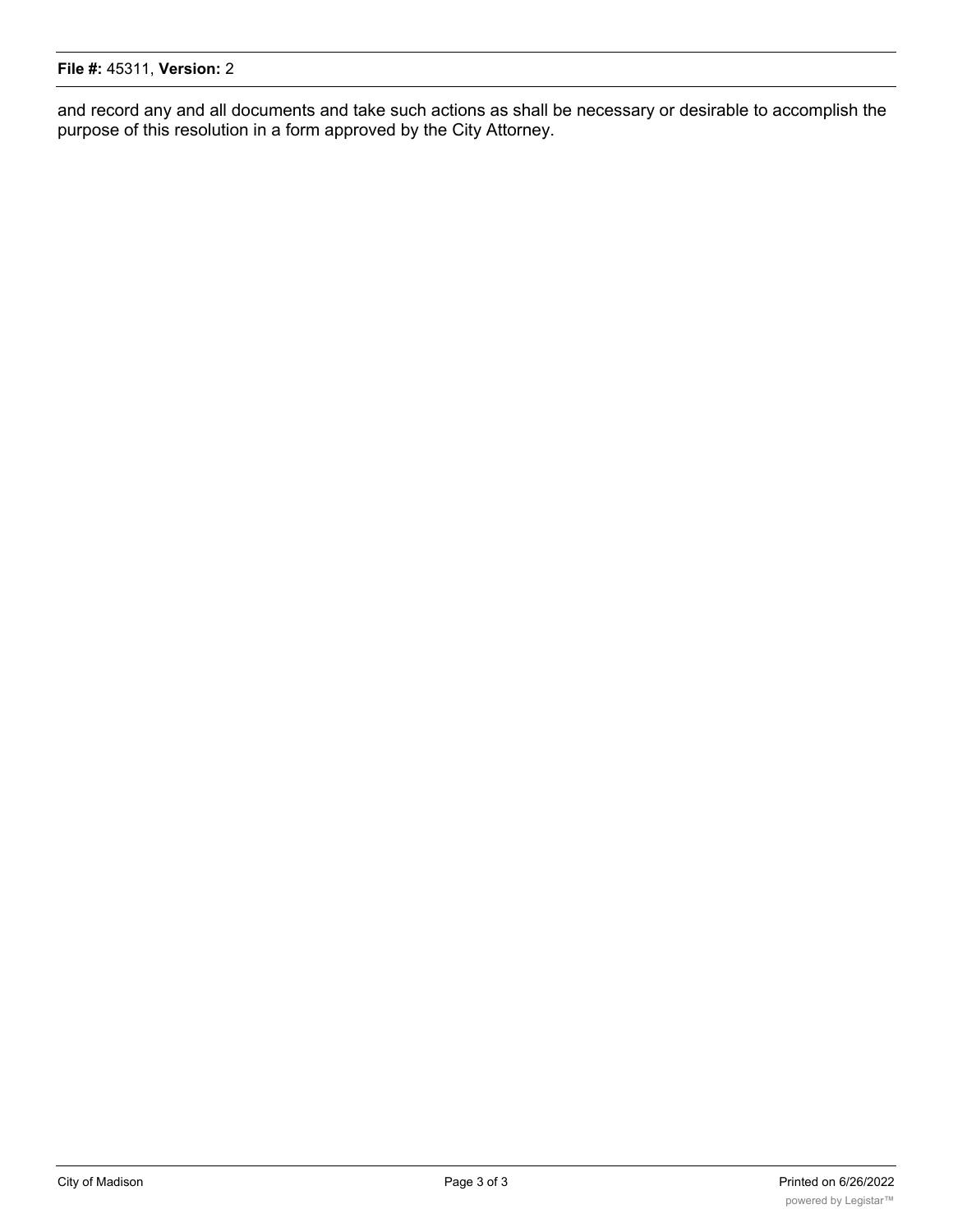and record any and all documents and take such actions as shall be necessary or desirable to accomplish the purpose of this resolution in a form approved by the City Attorney.